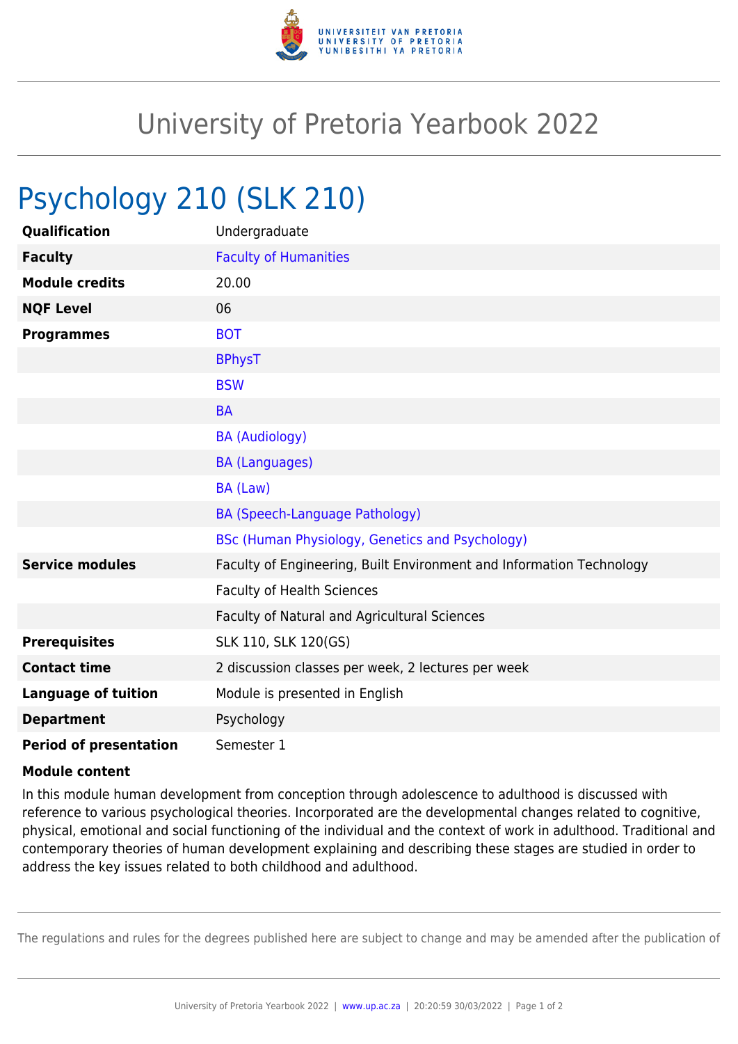# University of Pretoria Yearbook 2022

## Psychology 210 (SLK 210)

| | |
|---|---|
| **Qualification** | Undergraduate |
| **Faculty** | Faculty of Humanities |
| **Module credits** | 20.00 |
| **NQF Level** | 06 |
| **Programmes** | BOT |
| | BPhysT |
| | BSW |
| | BA |
| | BA (Audiology) |
| | BA (Languages) |
| | BA (Law) |
| | BA (Speech-Language Pathology) |
| | BSc (Human Physiology, Genetics and Psychology) |
| **Service modules** | Faculty of Engineering, Built Environment and Information Technology |
| | Faculty of Health Sciences |
| | Faculty of Natural and Agricultural Sciences |
| **Prerequisites** | SLK 110, SLK 120(GS) |
| **Contact time** | 2 discussion classes per week, 2 lectures per week |
| **Language of tuition** | Module is presented in English |
| **Department** | Psychology |
| **Period of presentation** | Semester 1 |

**Module content**

In this module human development from conception through adolescence to adulthood is discussed with reference to various psychological theories. Incorporated are the developmental changes related to cognitive, physical, emotional and social functioning of the individual and the context of work in adulthood. Traditional and contemporary theories of human development explaining and describing these stages are studied in order to address the key issues related to both childhood and adulthood.

The regulations and rules for the degrees published here are subject to change and may be amended after the publication of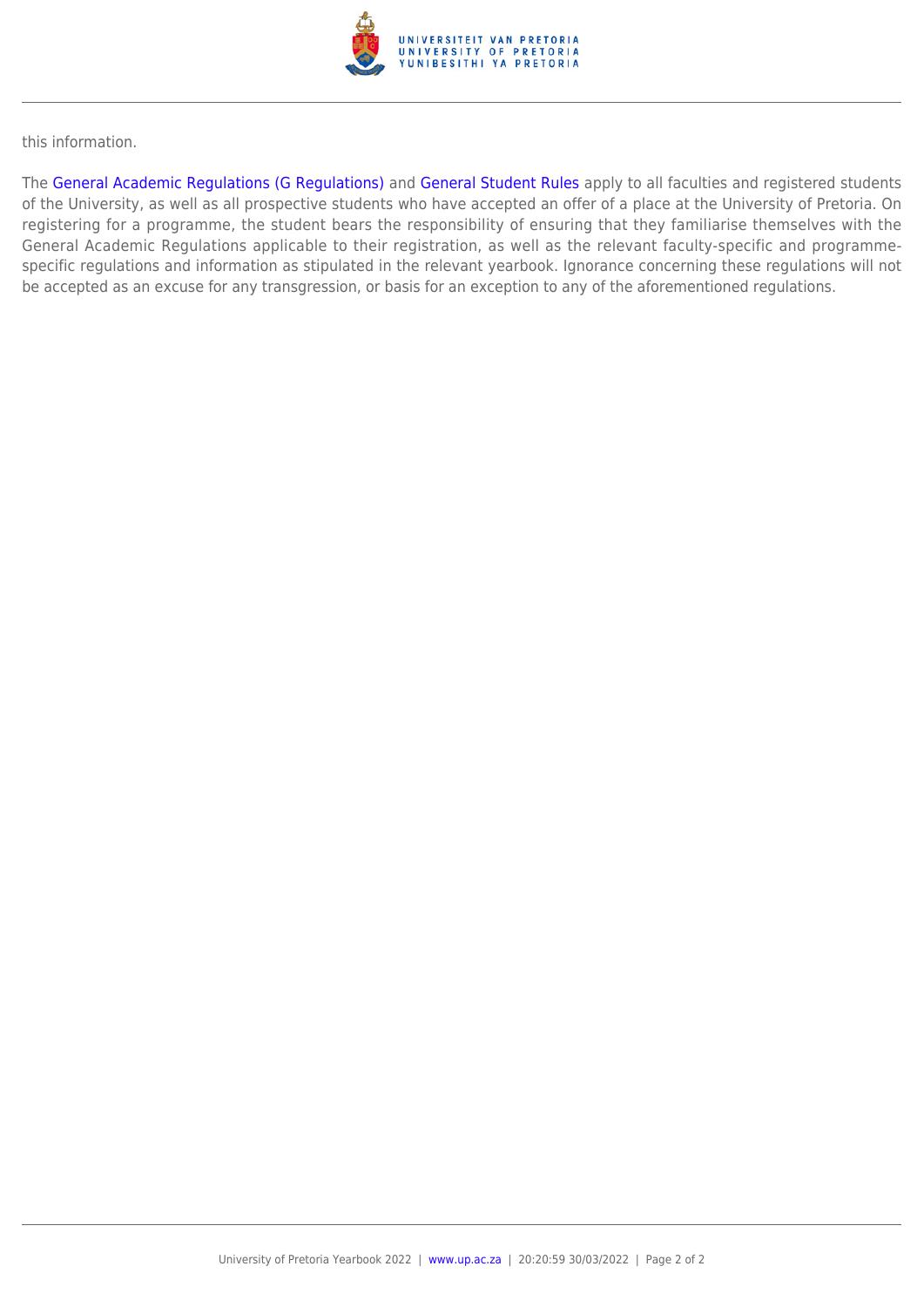this information.

The General Academic Regulations (G Regulations) and General Student Rules apply to all faculties and registered students of the University, as well as all prospective students who have accepted an offer of a place at the University of Pretoria. On registering for a programme, the student bears the responsibility of ensuring that they familiarise themselves with the General Academic Regulations applicable to their registration, as well as the relevant faculty-specific and programme-specific regulations and information as stipulated in the relevant yearbook. Ignorance concerning these regulations will not be accepted as an excuse for any transgression, or basis for an exception to any of the aforementioned regulations.